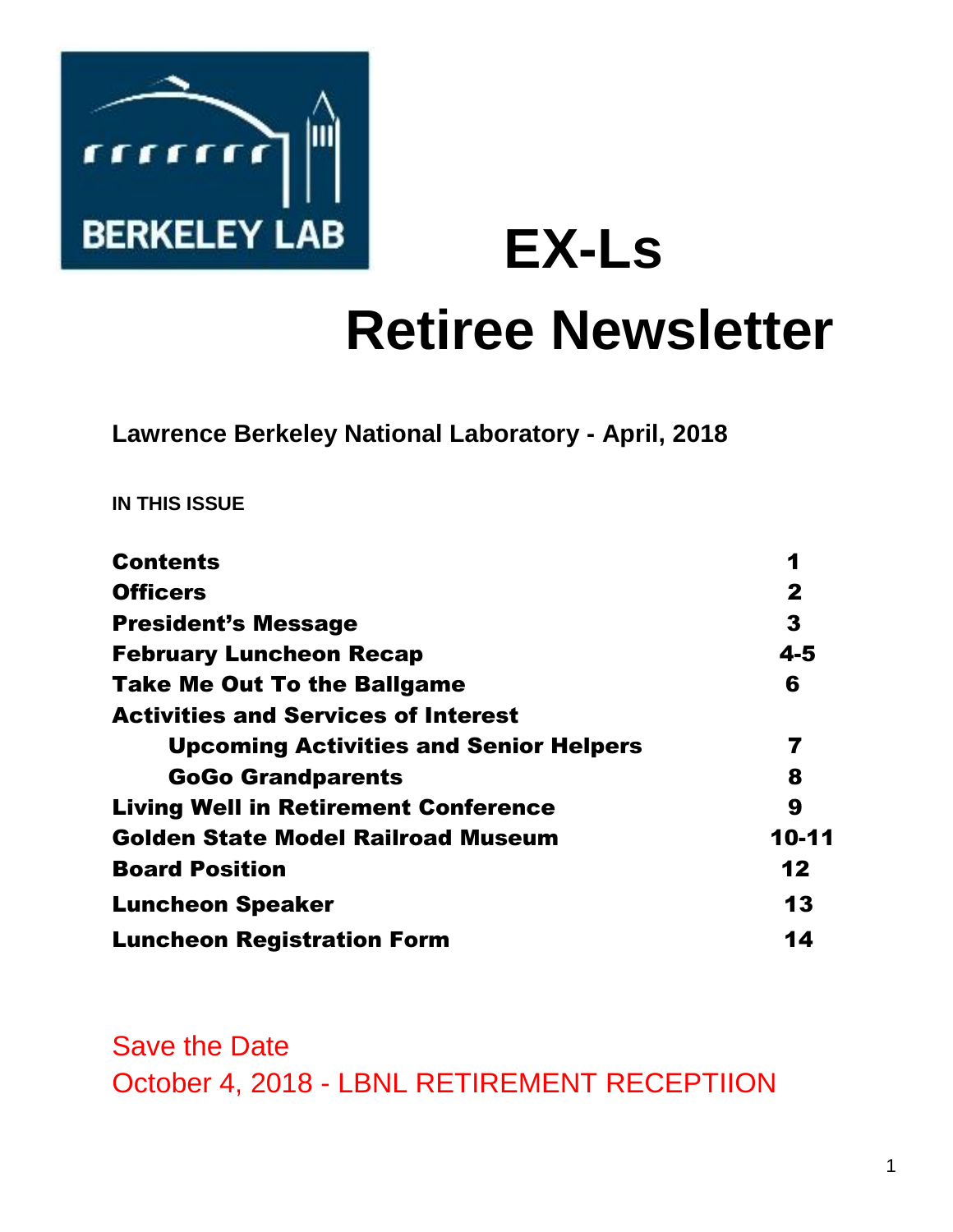BERKELEY LAB

# EX-Ls

# Retiree Newsletter

**Lawrence Berkeley National Laboratory - April, 2018**

**IN THIS ISSUE**

| | |
|---|---|
| **Contents** | **1** |
| **Officers** | **2** |
| **President's Message** | **3** |
| **February Luncheon Recap** | **4-5** |
| **Take Me Out To the Ballgame** | **6** |
| **Activities and Services of Interest** | |
| &nbsp;&nbsp;&nbsp;&nbsp;**Upcoming Activities and Senior Helpers** | **7** |
| &nbsp;&nbsp;&nbsp;&nbsp;**GoGo Grandparents** | **8** |
| **Living Well in Retirement Conference** | **9** |
| **Golden State Model Railroad Museum** | **10-11** |
| **Board Position** | **12** |
| **Luncheon Speaker** | **13** |
| **Luncheon Registration Form** | **14** |

Save the Date

October 4, 2018 - LBNL RETIREMENT RECEPTIION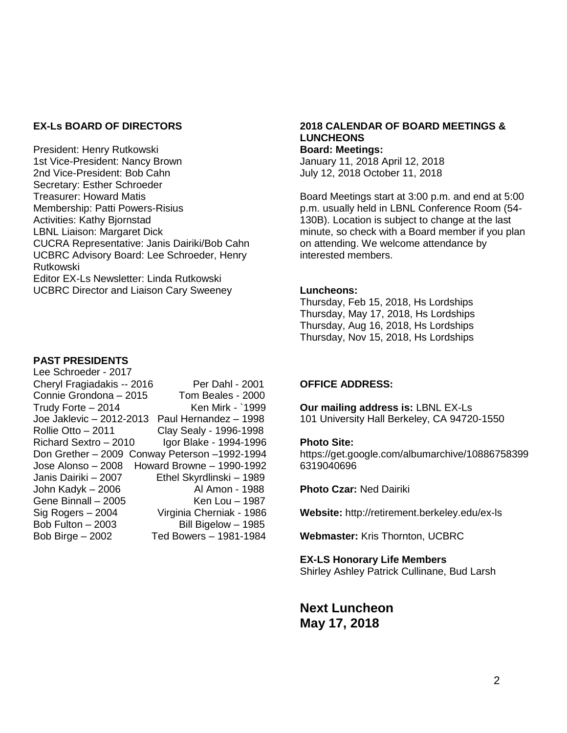## EX-Ls BOARD OF DIRECTORS

President: Henry Rutkowski
1st Vice-President: Nancy Brown
2nd Vice-President: Bob Cahn
Secretary: Esther Schroeder
Treasurer: Howard Matis
Membership: Patti Powers-Risius
Activities: Kathy Bjornstad
LBNL Liaison: Margaret Dick
CUCRA Representative: Janis Dairiki/Bob Cahn
UCBRC Advisory Board: Lee Schroeder, Henry Rutkowski
Editor EX-Ls Newsletter: Linda Rutkowski
UCBRC Director and Liaison Cary Sweeney

## PAST PRESIDENTS

Lee Schroeder - 2017
Cheryl Fragiadakis -- 2016
Connie Grondona – 2015
Trudy Forte – 2014
Joe Jaklevic – 2012-2013
Rollie Otto – 2011
Richard Sextro – 2010
Don Grether – 2009
Jose Alonso – 2008
Janis Dairiki – 2007
John Kadyk – 2006
Gene Binnall – 2005
Sig Rogers – 2004
Bob Fulton – 2003
Bob Birge – 2002
Per Dahl - 2001
Tom Beales - 2000
Ken Mirk - `1999
Paul Hernandez – 1998
Clay Sealy - 1996-1998
Igor Blake - 1994-1996
Conway Peterson –1992-1994
Howard Browne – 1990-1992
Ethel Skyrdlinski – 1989
Al Amon - 1988
Ken Lou – 1987
Virginia Cherniak - 1986
Bill Bigelow – 1985
Ted Bowers – 1981-1984

## 2018 CALENDAR OF BOARD MEETINGS & LUNCHEONS

**Board: Meetings:**
January 11, 2018 April 12, 2018
July 12, 2018 October 11, 2018

Board Meetings start at 3:00 p.m. and end at 5:00 p.m. usually held in LBNL Conference Room (54-130B). Location is subject to change at the last minute, so check with a Board member if you plan on attending. We welcome attendance by interested members.

**Luncheons:**
Thursday, Feb 15, 2018, Hs Lordships
Thursday, May 17, 2018, Hs Lordships
Thursday, Aug 16, 2018, Hs Lordships
Thursday, Nov 15, 2018, Hs Lordships

## OFFICE ADDRESS:

**Our mailing address is:** LBNL EX-Ls
101 University Hall Berkeley, CA 94720-1550

**Photo Site:**
https://get.google.com/albumarchive/108867583996319040696

**Photo Czar:** Ned Dairiki

**Website:** http://retirement.berkeley.edu/ex-ls

**Webmaster:** Kris Thornton, UCBRC

**EX-LS Honorary Life Members**
Shirley Ashley Patrick Cullinane, Bud Larsh

## Next Luncheon May 17, 2018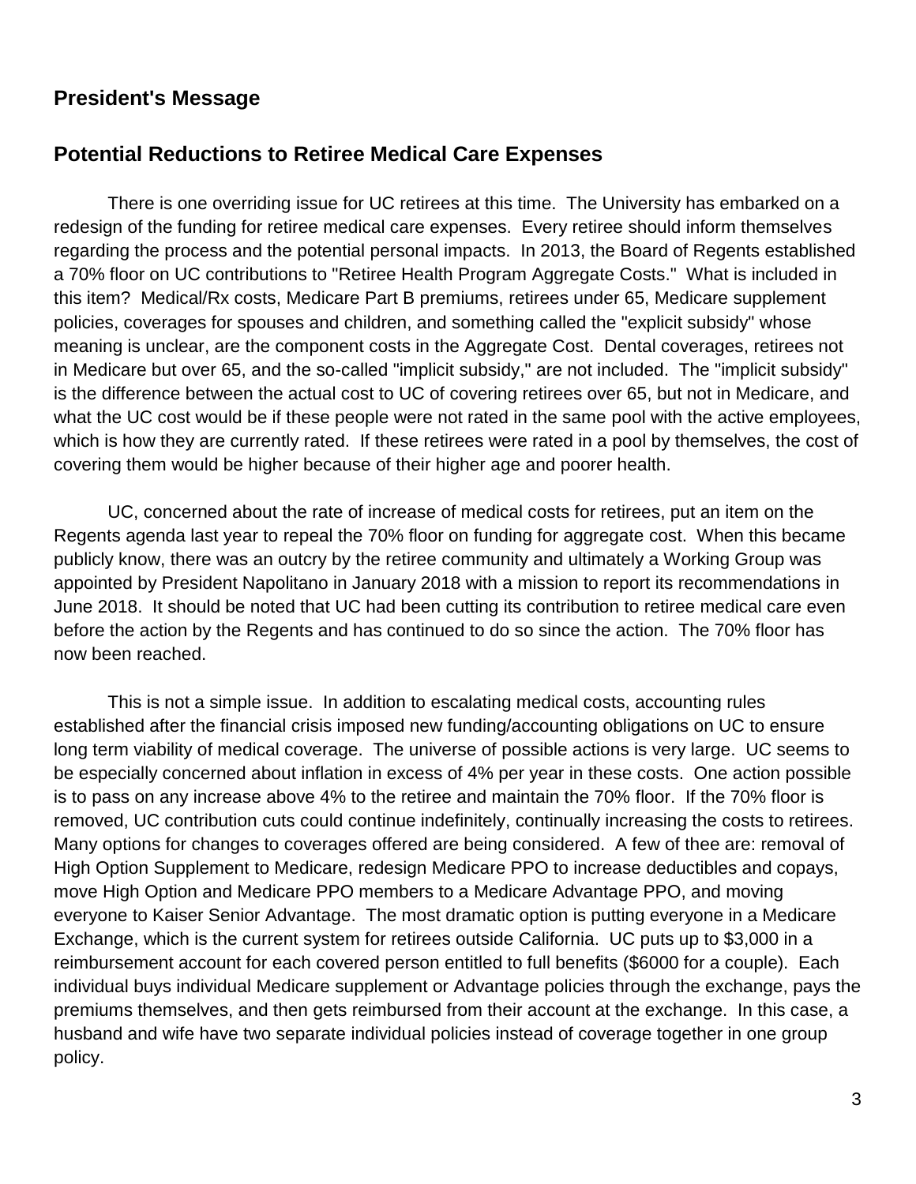## President's Message

## Potential Reductions to Retiree Medical Care Expenses

There is one overriding issue for UC retirees at this time. The University has embarked on a redesign of the funding for retiree medical care expenses. Every retiree should inform themselves regarding the process and the potential personal impacts. In 2013, the Board of Regents established a 70% floor on UC contributions to "Retiree Health Program Aggregate Costs." What is included in this item? Medical/Rx costs, Medicare Part B premiums, retirees under 65, Medicare supplement policies, coverages for spouses and children, and something called the "explicit subsidy" whose meaning is unclear, are the component costs in the Aggregate Cost. Dental coverages, retirees not in Medicare but over 65, and the so-called "implicit subsidy," are not included. The "implicit subsidy" is the difference between the actual cost to UC of covering retirees over 65, but not in Medicare, and what the UC cost would be if these people were not rated in the same pool with the active employees, which is how they are currently rated. If these retirees were rated in a pool by themselves, the cost of covering them would be higher because of their higher age and poorer health.

UC, concerned about the rate of increase of medical costs for retirees, put an item on the Regents agenda last year to repeal the 70% floor on funding for aggregate cost. When this became publicly know, there was an outcry by the retiree community and ultimately a Working Group was appointed by President Napolitano in January 2018 with a mission to report its recommendations in June 2018. It should be noted that UC had been cutting its contribution to retiree medical care even before the action by the Regents and has continued to do so since the action. The 70% floor has now been reached.

This is not a simple issue. In addition to escalating medical costs, accounting rules established after the financial crisis imposed new funding/accounting obligations on UC to ensure long term viability of medical coverage. The universe of possible actions is very large. UC seems to be especially concerned about inflation in excess of 4% per year in these costs. One action possible is to pass on any increase above 4% to the retiree and maintain the 70% floor. If the 70% floor is removed, UC contribution cuts could continue indefinitely, continually increasing the costs to retirees. Many options for changes to coverages offered are being considered. A few of thee are: removal of High Option Supplement to Medicare, redesign Medicare PPO to increase deductibles and copays, move High Option and Medicare PPO members to a Medicare Advantage PPO, and moving everyone to Kaiser Senior Advantage. The most dramatic option is putting everyone in a Medicare Exchange, which is the current system for retirees outside California. UC puts up to $3,000 in a reimbursement account for each covered person entitled to full benefits ($6000 for a couple). Each individual buys individual Medicare supplement or Advantage policies through the exchange, pays the premiums themselves, and then gets reimbursed from their account at the exchange. In this case, a husband and wife have two separate individual policies instead of coverage together in one group policy.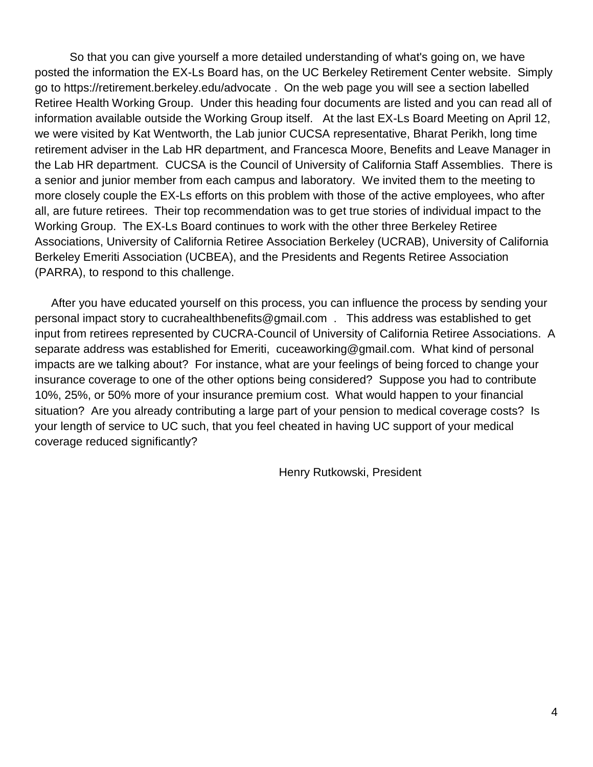So that you can give yourself a more detailed understanding of what's going on, we have posted the information the EX-Ls Board has, on the UC Berkeley Retirement Center website. Simply go to https://retirement.berkeley.edu/advocate . On the web page you will see a section labelled Retiree Health Working Group. Under this heading four documents are listed and you can read all of information available outside the Working Group itself. At the last EX-Ls Board Meeting on April 12, we were visited by Kat Wentworth, the Lab junior CUCSA representative, Bharat Perikh, long time retirement adviser in the Lab HR department, and Francesca Moore, Benefits and Leave Manager in the Lab HR department. CUCSA is the Council of University of California Staff Assemblies. There is a senior and junior member from each campus and laboratory. We invited them to the meeting to more closely couple the EX-Ls efforts on this problem with those of the active employees, who after all, are future retirees. Their top recommendation was to get true stories of individual impact to the Working Group. The EX-Ls Board continues to work with the other three Berkeley Retiree Associations, University of California Retiree Association Berkeley (UCRAB), University of California Berkeley Emeriti Association (UCBEA), and the Presidents and Regents Retiree Association (PARRA), to respond to this challenge.

After you have educated yourself on this process, you can influence the process by sending your personal impact story to cucrahealthbenefits@gmail.com . This address was established to get input from retirees represented by CUCRA-Council of University of California Retiree Associations. A separate address was established for Emeriti, cuceaworking@gmail.com. What kind of personal impacts are we talking about? For instance, what are your feelings of being forced to change your insurance coverage to one of the other options being considered? Suppose you had to contribute 10%, 25%, or 50% more of your insurance premium cost. What would happen to your financial situation? Are you already contributing a large part of your pension to medical coverage costs? Is your length of service to UC such, that you feel cheated in having UC support of your medical coverage reduced significantly?

Henry Rutkowski, President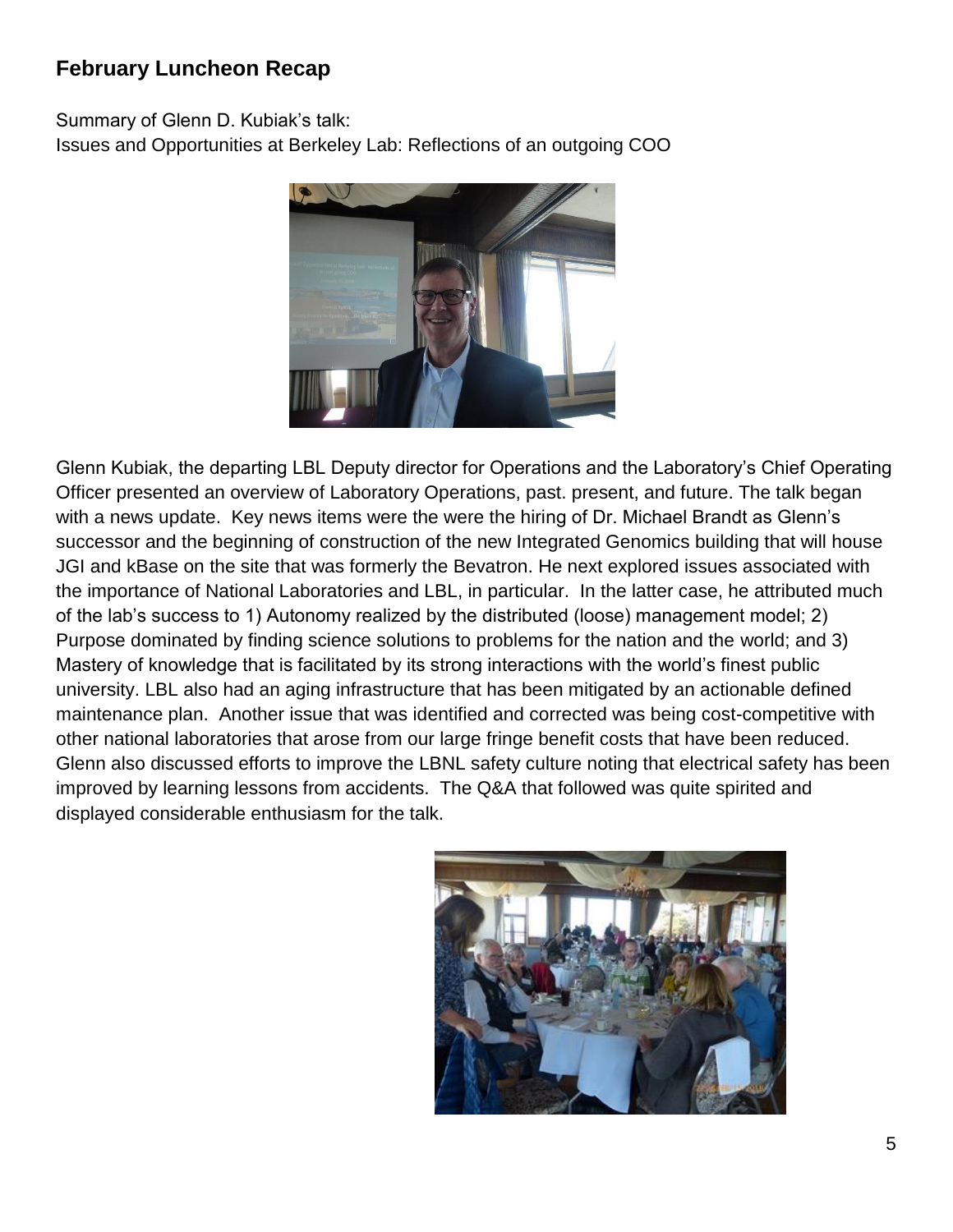## February Luncheon Recap

Summary of Glenn D. Kubiak's talk:
Issues and Opportunities at Berkeley Lab: Reflections of an outgoing COO

Glenn Kubiak, the departing LBL Deputy director for Operations and the Laboratory's Chief Operating Officer presented an overview of Laboratory Operations, past. present, and future. The talk began with a news update. Key news items were the were the hiring of Dr. Michael Brandt as Glenn's successor and the beginning of construction of the new Integrated Genomics building that will house JGI and kBase on the site that was formerly the Bevatron. He next explored issues associated with the importance of National Laboratories and LBL, in particular. In the latter case, he attributed much of the lab's success to 1) Autonomy realized by the distributed (loose) management model; 2) Purpose dominated by finding science solutions to problems for the nation and the world; and 3) Mastery of knowledge that is facilitated by its strong interactions with the world's finest public university. LBL also had an aging infrastructure that has been mitigated by an actionable defined maintenance plan. Another issue that was identified and corrected was being cost-competitive with other national laboratories that arose from our large fringe benefit costs that have been reduced. Glenn also discussed efforts to improve the LBNL safety culture noting that electrical safety has been improved by learning lessons from accidents. The Q&A that followed was quite spirited and displayed considerable enthusiasm for the talk.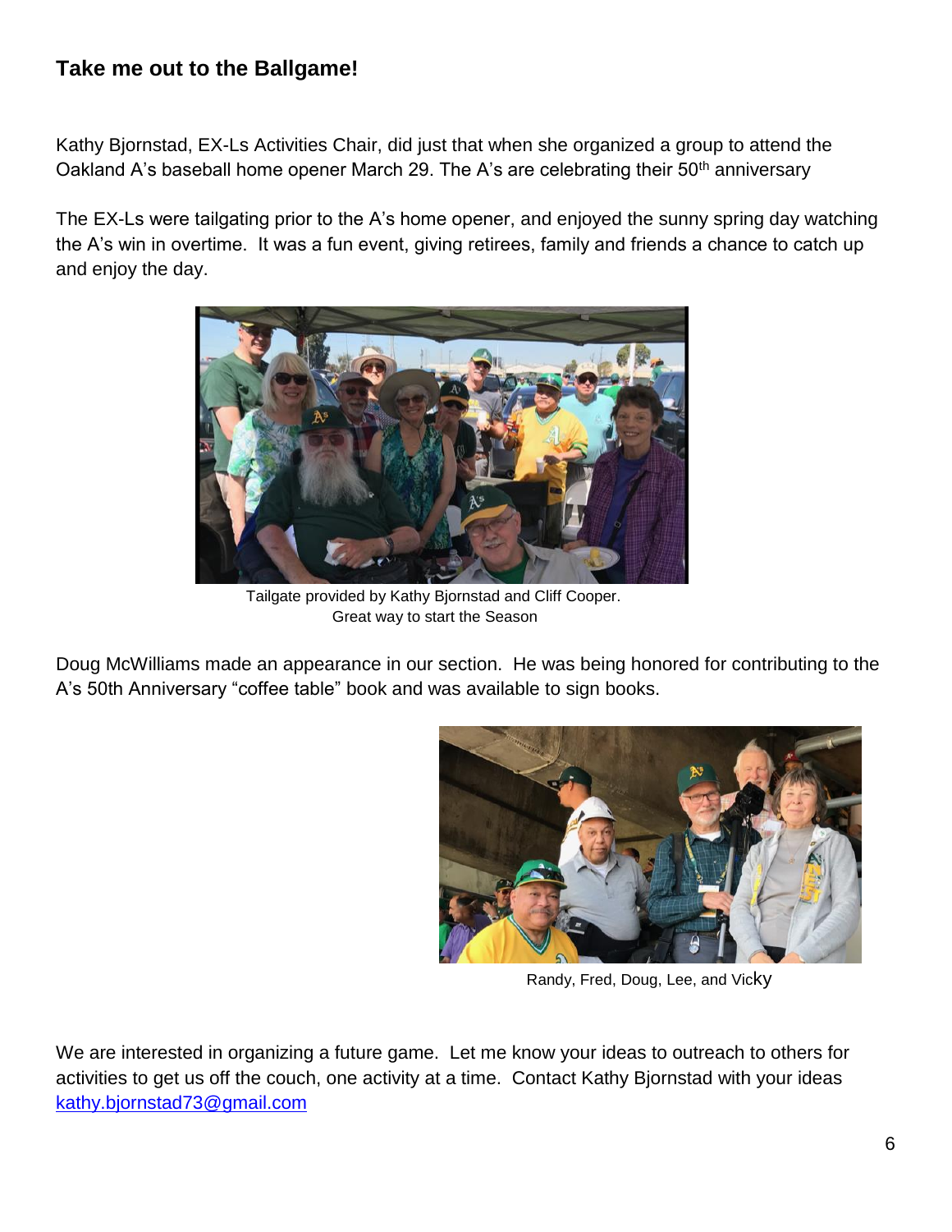## Take me out to the Ballgame!

Kathy Bjornstad, EX-Ls Activities Chair, did just that when she organized a group to attend the Oakland A's baseball home opener March 29. The A's are celebrating their 50th anniversary

The EX-Ls were tailgating prior to the A's home opener, and enjoyed the sunny spring day watching the A's win in overtime. It was a fun event, giving retirees, family and friends a chance to catch up and enjoy the day.

Tailgate provided by Kathy Bjornstad and Cliff Cooper.
Great way to start the Season

Doug McWilliams made an appearance in our section. He was being honored for contributing to the A's 50th Anniversary "coffee table" book and was available to sign books.

Randy, Fred, Doug, Lee, and Vicky

We are interested in organizing a future game. Let me know your ideas to outreach to others for activities to get us off the couch, one activity at a time. Contact Kathy Bjornstad with your ideas [kathy.bjornstad73@gmail.com](mailto:kathy.bjornstad73@gmail.com)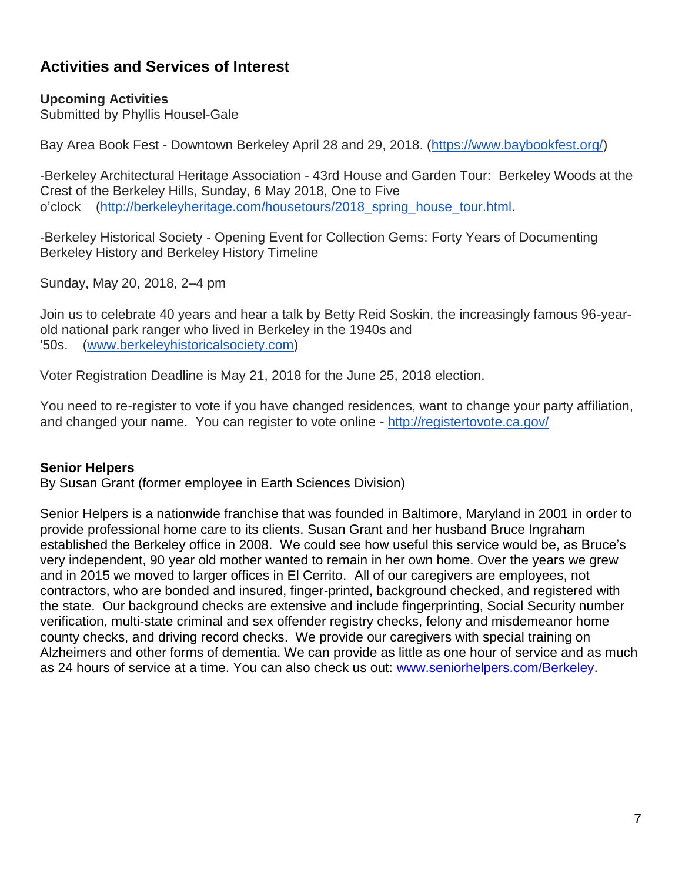## Activities and Services of Interest

### Upcoming Activities

Submitted by Phyllis Housel-Gale

Bay Area Book Fest - Downtown Berkeley April 28 and 29, 2018. (https://www.baybookfest.org/)

-Berkeley Architectural Heritage Association - 43rd House and Garden Tour: Berkeley Woods at the Crest of the Berkeley Hills, Sunday, 6 May 2018, One to Five o'clock (http://berkeleyheritage.com/housetours/2018_spring_house_tour.html.

-Berkeley Historical Society - Opening Event for Collection Gems: Forty Years of Documenting Berkeley History and Berkeley History Timeline

Sunday, May 20, 2018, 2–4 pm

Join us to celebrate 40 years and hear a talk by Betty Reid Soskin, the increasingly famous 96-year-old national park ranger who lived in Berkeley in the 1940s and '50s. (www.berkeleyhistoricalsociety.com)

Voter Registration Deadline is May 21, 2018 for the June 25, 2018 election.

You need to re-register to vote if you have changed residences, want to change your party affiliation, and changed your name. You can register to vote online - http://registertovote.ca.gov/

### Senior Helpers

By Susan Grant (former employee in Earth Sciences Division)

Senior Helpers is a nationwide franchise that was founded in Baltimore, Maryland in 2001 in order to provide professional home care to its clients. Susan Grant and her husband Bruce Ingraham established the Berkeley office in 2008. We could see how useful this service would be, as Bruce's very independent, 90 year old mother wanted to remain in her own home. Over the years we grew and in 2015 we moved to larger offices in El Cerrito. All of our caregivers are employees, not contractors, who are bonded and insured, finger-printed, background checked, and registered with the state. Our background checks are extensive and include fingerprinting, Social Security number verification, multi-state criminal and sex offender registry checks, felony and misdemeanor home county checks, and driving record checks. We provide our caregivers with special training on Alzheimers and other forms of dementia. We can provide as little as one hour of service and as much as 24 hours of service at a time. You can also check us out: www.seniorhelpers.com/Berkeley.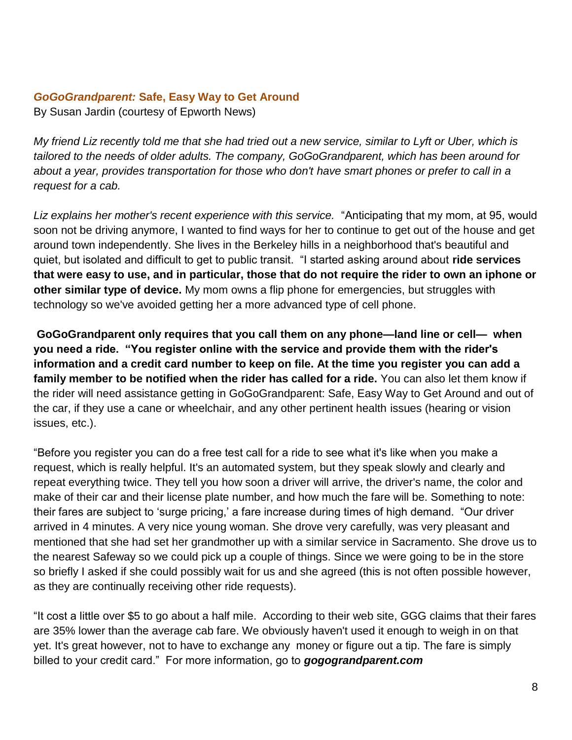## *GoGoGrandparent:* Safe, Easy Way to Get Around

By Susan Jardin (courtesy of Epworth News)

*My friend Liz recently told me that she had tried out a new service, similar to Lyft or Uber, which is tailored to the needs of older adults. The company, GoGoGrandparent, which has been around for about a year, provides transportation for those who don't have smart phones or prefer to call in a request for a cab.*

*Liz explains her mother's recent experience with this service.* "Anticipating that my mom, at 95, would soon not be driving anymore, I wanted to find ways for her to continue to get out of the house and get around town independently. She lives in the Berkeley hills in a neighborhood that's beautiful and quiet, but isolated and difficult to get to public transit. "I started asking around about **ride services that were easy to use, and in particular, those that do not require the rider to own an iphone or other similar type of device.** My mom owns a flip phone for emergencies, but struggles with technology so we've avoided getting her a more advanced type of cell phone.

**GoGoGrandparent only requires that you call them on any phone—land line or cell— when you need a ride. "You register online with the service and provide them with the rider's information and a credit card number to keep on file. At the time you register you can add a family member to be notified when the rider has called for a ride.** You can also let them know if the rider will need assistance getting in GoGoGrandparent: Safe, Easy Way to Get Around and out of the car, if they use a cane or wheelchair, and any other pertinent health issues (hearing or vision issues, etc.).

"Before you register you can do a free test call for a ride to see what it's like when you make a request, which is really helpful. It's an automated system, but they speak slowly and clearly and repeat everything twice. They tell you how soon a driver will arrive, the driver's name, the color and make of their car and their license plate number, and how much the fare will be. Something to note: their fares are subject to 'surge pricing,' a fare increase during times of high demand. "Our driver arrived in 4 minutes. A very nice young woman. She drove very carefully, was very pleasant and mentioned that she had set her grandmother up with a similar service in Sacramento. She drove us to the nearest Safeway so we could pick up a couple of things. Since we were going to be in the store so briefly I asked if she could possibly wait for us and she agreed (this is not often possible however, as they are continually receiving other ride requests).

"It cost a little over $5 to go about a half mile. According to their web site, GGG claims that their fares are 35% lower than the average cab fare. We obviously haven't used it enough to weigh in on that yet. It's great however, not to have to exchange any money or figure out a tip. The fare is simply billed to your credit card." For more information, go to ***gogograndparent.com***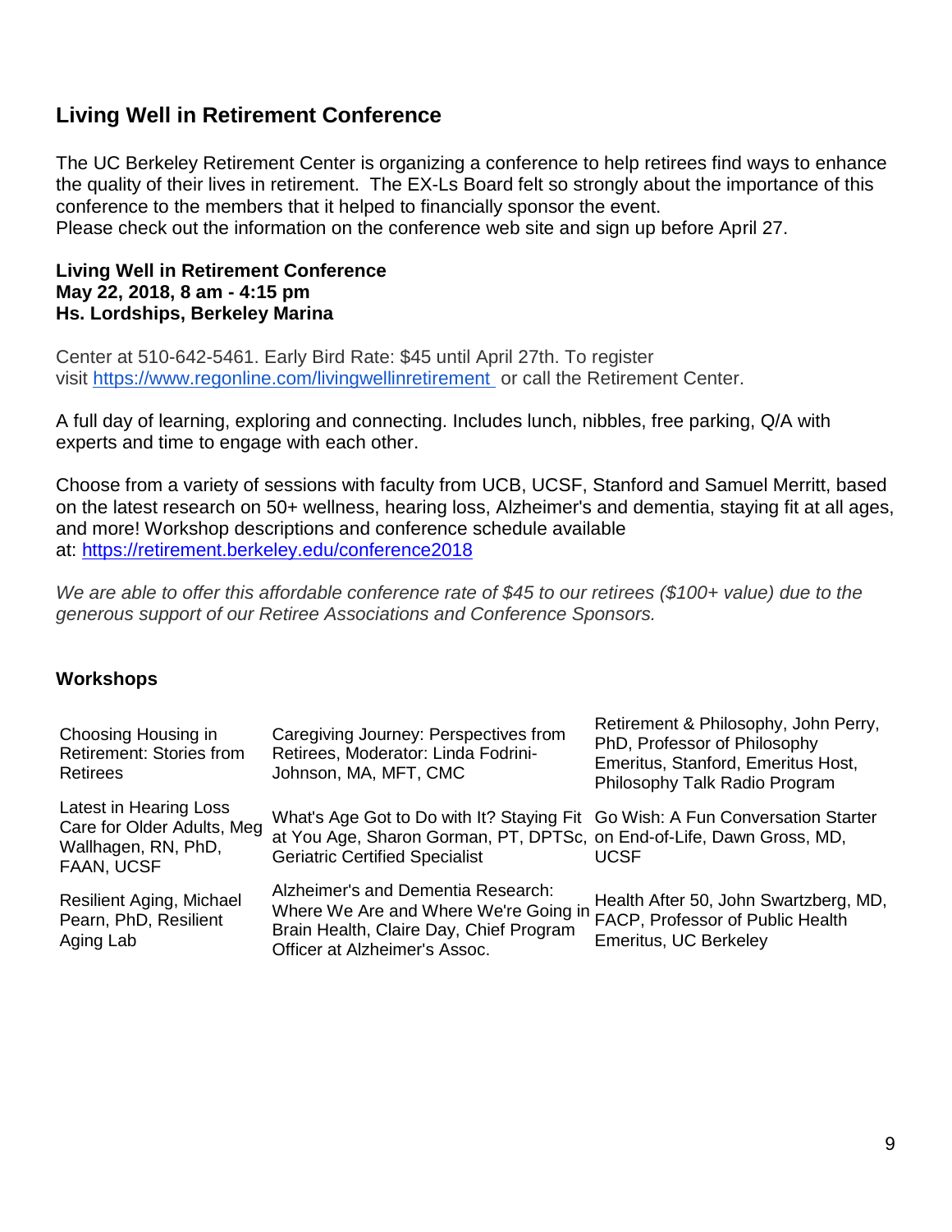## Living Well in Retirement Conference

The UC Berkeley Retirement Center is organizing a conference to help retirees find ways to enhance the quality of their lives in retirement. The EX-Ls Board felt so strongly about the importance of this conference to the members that it helped to financially sponsor the event.
Please check out the information on the conference web site and sign up before April 27.

**Living Well in Retirement Conference**
**May 22, 2018, 8 am - 4:15 pm**
**Hs. Lordships, Berkeley Marina**

Center at 510-642-5461. Early Bird Rate: $45 until April 27th. To register visit https://www.regonline.com/livingwellinretirement or call the Retirement Center.

A full day of learning, exploring and connecting. Includes lunch, nibbles, free parking, Q/A with experts and time to engage with each other.

Choose from a variety of sessions with faculty from UCB, UCSF, Stanford and Samuel Merritt, based on the latest research on 50+ wellness, hearing loss, Alzheimer's and dementia, staying fit at all ages, and more! Workshop descriptions and conference schedule available at: https://retirement.berkeley.edu/conference2018

*We are able to offer this affordable conference rate of $45 to our retirees ($100+ value) due to the generous support of our Retiree Associations and Conference Sponsors.*

### Workshops

| | | |
|---|---|---|
| Choosing Housing in Retirement: Stories from Retirees | Caregiving Journey: Perspectives from Retirees, Moderator: Linda Fodrini-Johnson, MA, MFT, CMC | Retirement & Philosophy, John Perry, PhD, Professor of Philosophy Emeritus, Stanford, Emeritus Host, Philosophy Talk Radio Program |
| Latest in Hearing Loss Care for Older Adults, Meg Wallhagen, RN, PhD, FAAN, UCSF | What's Age Got to Do with It? Staying Fit at You Age, Sharon Gorman, PT, DPTSc, Geriatric Certified Specialist | Go Wish: A Fun Conversation Starter on End-of-Life, Dawn Gross, MD, UCSF |
| Resilient Aging, Michael Pearn, PhD, Resilient Aging Lab | Alzheimer's and Dementia Research: Where We Are and Where We're Going in Brain Health, Claire Day, Chief Program Officer at Alzheimer's Assoc. | Health After 50, John Swartzberg, MD, FACP, Professor of Public Health Emeritus, UC Berkeley |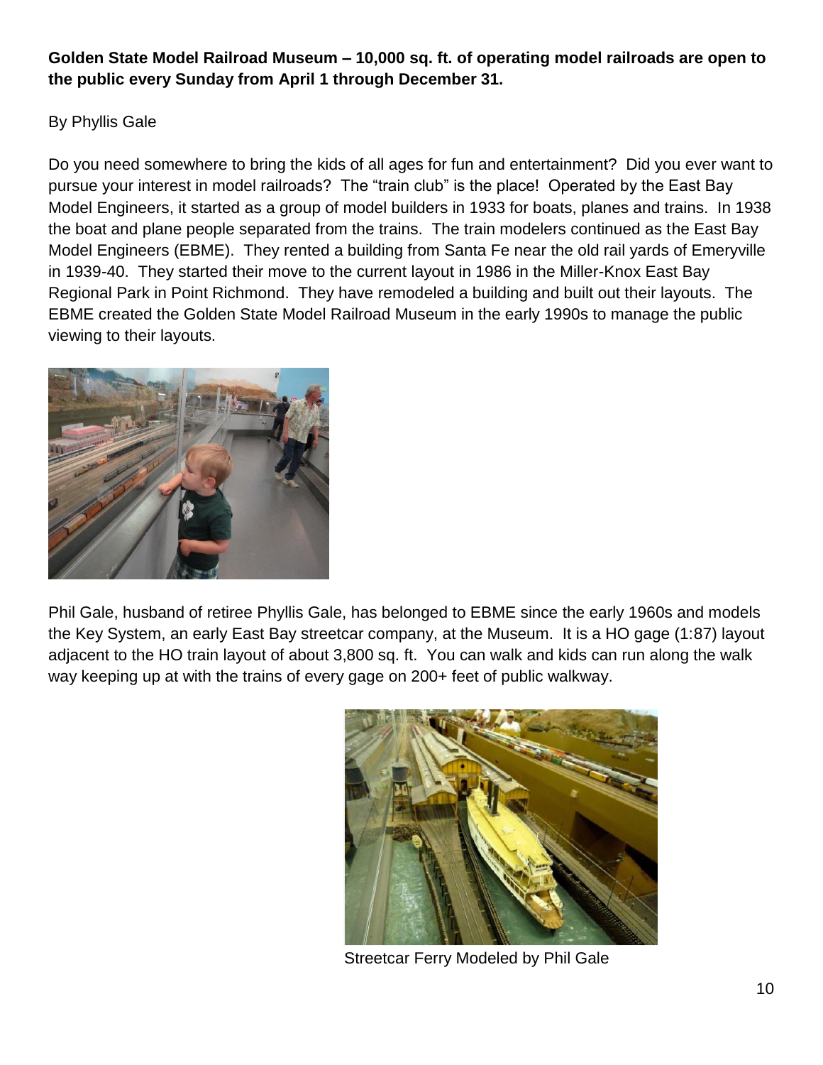**Golden State Model Railroad Museum – 10,000 sq. ft. of operating model railroads are open to the public every Sunday from April 1 through December 31.**

By Phyllis Gale

Do you need somewhere to bring the kids of all ages for fun and entertainment? Did you ever want to pursue your interest in model railroads? The "train club" is the place! Operated by the East Bay Model Engineers, it started as a group of model builders in 1933 for boats, planes and trains. In 1938 the boat and plane people separated from the trains. The train modelers continued as the East Bay Model Engineers (EBME). They rented a building from Santa Fe near the old rail yards of Emeryville in 1939-40. They started their move to the current layout in 1986 in the Miller-Knox East Bay Regional Park in Point Richmond. They have remodeled a building and built out their layouts. The EBME created the Golden State Model Railroad Museum in the early 1990s to manage the public viewing to their layouts.

Phil Gale, husband of retiree Phyllis Gale, has belonged to EBME since the early 1960s and models the Key System, an early East Bay streetcar company, at the Museum. It is a HO gage (1:87) layout adjacent to the HO train layout of about 3,800 sq. ft. You can walk and kids can run along the walk way keeping up at with the trains of every gage on 200+ feet of public walkway.

Streetcar Ferry Modeled by Phil Gale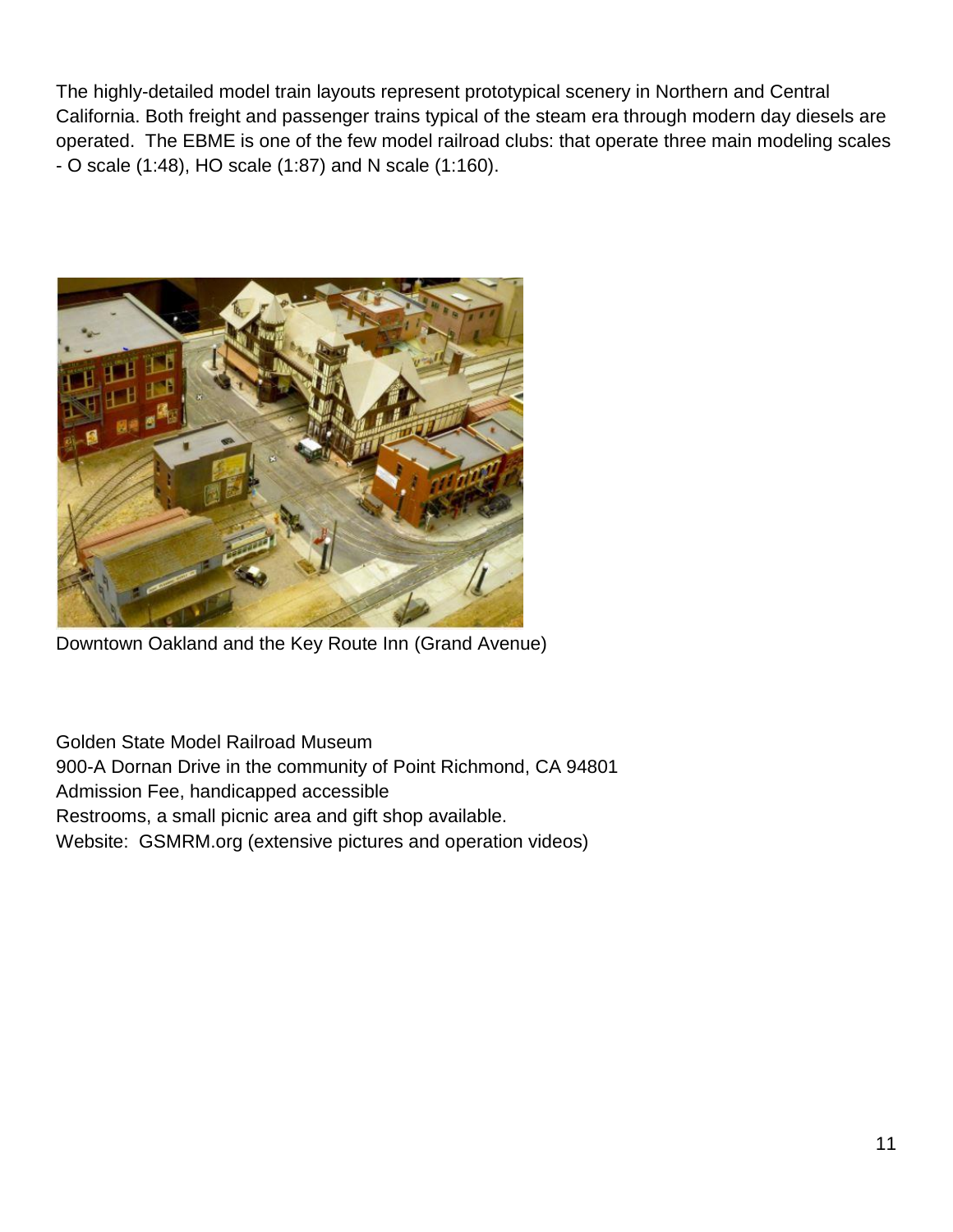The highly-detailed model train layouts represent prototypical scenery in Northern and Central California. Both freight and passenger trains typical of the steam era through modern day diesels are operated. The EBME is one of the few model railroad clubs: that operate three main modeling scales - O scale (1:48), HO scale (1:87) and N scale (1:160).

Downtown Oakland and the Key Route Inn (Grand Avenue)

Golden State Model Railroad Museum
900-A Dornan Drive in the community of Point Richmond, CA 94801
Admission Fee, handicapped accessible
Restrooms, a small picnic area and gift shop available.
Website: GSMRM.org (extensive pictures and operation videos)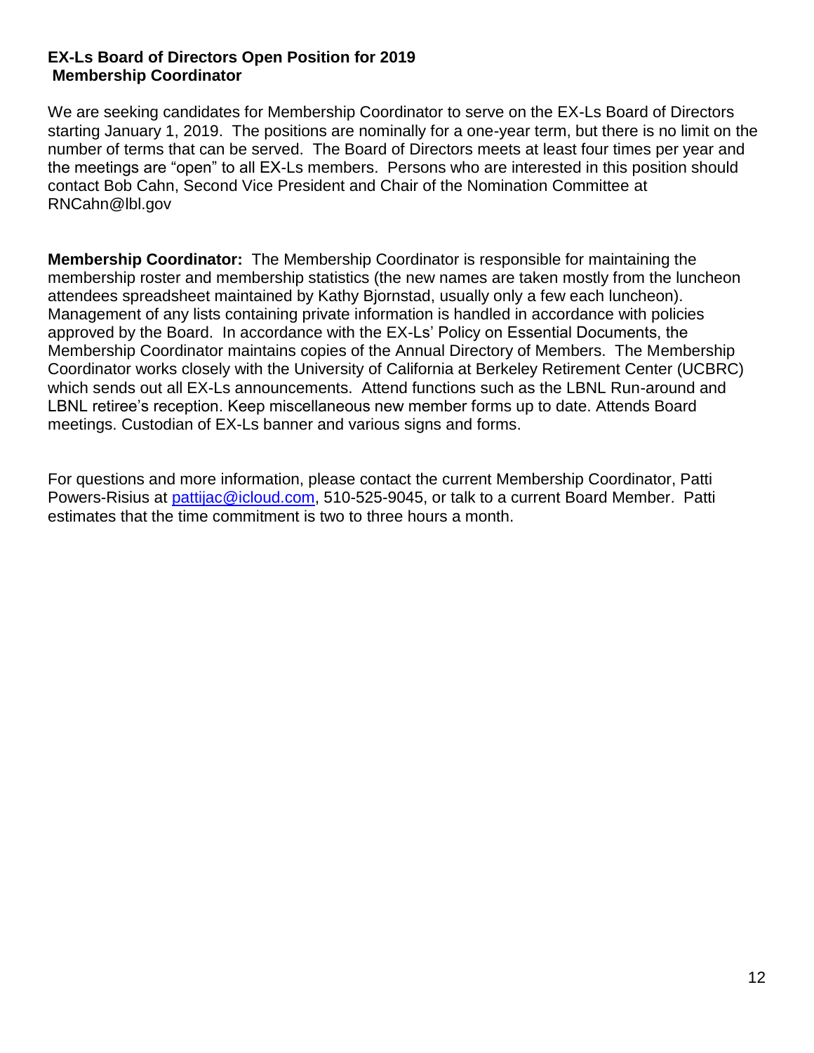**EX-Ls Board of Directors Open Position for 2019**
**Membership Coordinator**

We are seeking candidates for Membership Coordinator to serve on the EX-Ls Board of Directors starting January 1, 2019. The positions are nominally for a one-year term, but there is no limit on the number of terms that can be served. The Board of Directors meets at least four times per year and the meetings are "open" to all EX-Ls members. Persons who are interested in this position should contact Bob Cahn, Second Vice President and Chair of the Nomination Committee at RNCahn@lbl.gov

**Membership Coordinator:** The Membership Coordinator is responsible for maintaining the membership roster and membership statistics (the new names are taken mostly from the luncheon attendees spreadsheet maintained by Kathy Bjornstad, usually only a few each luncheon). Management of any lists containing private information is handled in accordance with policies approved by the Board. In accordance with the EX-Ls' Policy on Essential Documents, the Membership Coordinator maintains copies of the Annual Directory of Members. The Membership Coordinator works closely with the University of California at Berkeley Retirement Center (UCBRC) which sends out all EX-Ls announcements. Attend functions such as the LBNL Run-around and LBNL retiree's reception. Keep miscellaneous new member forms up to date. Attends Board meetings. Custodian of EX-Ls banner and various signs and forms.

For questions and more information, please contact the current Membership Coordinator, Patti Powers-Risius at pattijac@icloud.com, 510-525-9045, or talk to a current Board Member. Patti estimates that the time commitment is two to three hours a month.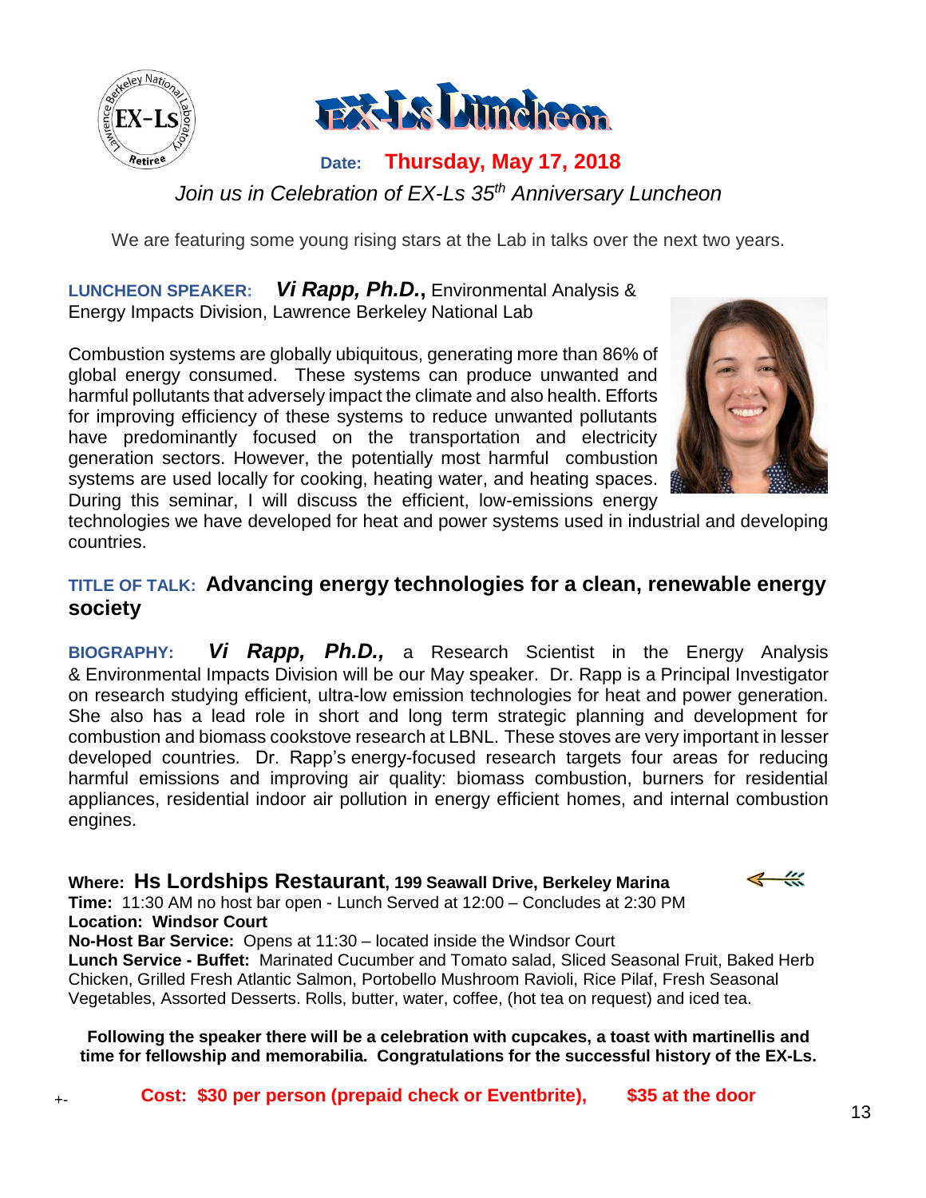# EX-Ls Luncheon

**Date: Thursday, May 17, 2018**

*Join us in Celebration of EX-Ls 35th Anniversary Luncheon*

We are featuring some young rising stars at the Lab in talks over the next two years.

**LUNCHEON SPEAKER:** ***Vi Rapp, Ph.D.*****,** Environmental Analysis & Energy Impacts Division, Lawrence Berkeley National Lab

Combustion systems are globally ubiquitous, generating more than 86% of global energy consumed. These systems can produce unwanted and harmful pollutants that adversely impact the climate and also health. Efforts for improving efficiency of these systems to reduce unwanted pollutants have predominantly focused on the transportation and electricity generation sectors. However, the potentially most harmful combustion systems are used locally for cooking, heating water, and heating spaces. During this seminar, I will discuss the efficient, low-emissions energy technologies we have developed for heat and power systems used in industrial and developing countries.

**TITLE OF TALK: Advancing energy technologies for a clean, renewable energy society**

**BIOGRAPHY:** ***Vi Rapp, Ph.D.,*** a Research Scientist in the Energy Analysis & Environmental Impacts Division will be our May speaker. Dr. Rapp is a Principal Investigator on research studying efficient, ultra-low emission technologies for heat and power generation. She also has a lead role in short and long term strategic planning and development for combustion and biomass cookstove research at LBNL. These stoves are very important in lesser developed countries. Dr. Rapp's energy-focused research targets four areas for reducing harmful emissions and improving air quality: biomass combustion, burners for residential appliances, residential indoor air pollution in energy efficient homes, and internal combustion engines.

**Where: Hs Lordships Restaurant, 199 Seawall Drive, Berkeley Marina**
**Time:** 11:30 AM no host bar open - Lunch Served at 12:00 – Concludes at 2:30 PM
**Location: Windsor Court**
**No-Host Bar Service:** Opens at 11:30 – located inside the Windsor Court
**Lunch Service - Buffet:** Marinated Cucumber and Tomato salad, Sliced Seasonal Fruit, Baked Herb Chicken, Grilled Fresh Atlantic Salmon, Portobello Mushroom Ravioli, Rice Pilaf, Fresh Seasonal Vegetables, Assorted Desserts. Rolls, butter, water, coffee, (hot tea on request) and iced tea.

**Following the speaker there will be a celebration with cupcakes, a toast with martinellis and time for fellowship and memorabilia. Congratulations for the successful history of the EX-Ls.**

**Cost: $30 per person (prepaid check or Eventbrite), $35 at the door**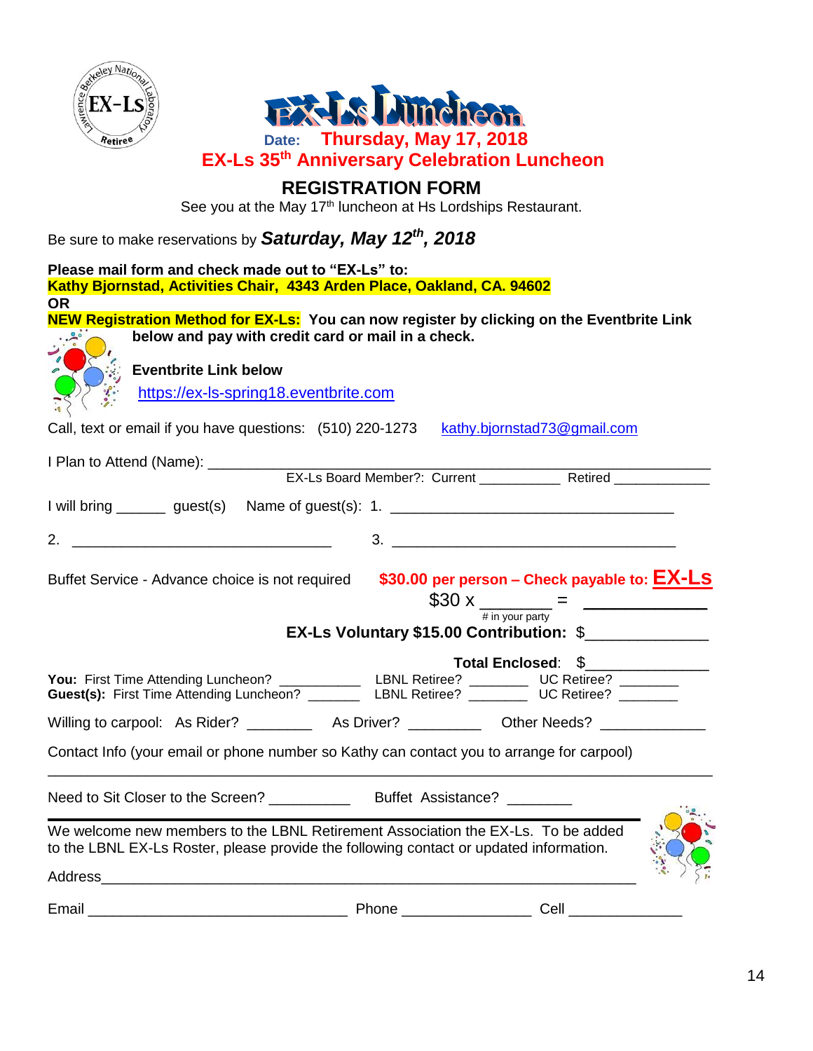# EX-Ls Luncheon

**Date: Thursday, May 17, 2018**

## EX-Ls 35th Anniversary Celebration Luncheon

## REGISTRATION FORM

See you at the May 17th luncheon at Hs Lordships Restaurant.

Be sure to make reservations by ***Saturday, May 12th, 2018***

**Please mail form and check made out to "EX-Ls" to:**
**Kathy Bjornstad, Activities Chair, 4343 Arden Place, Oakland, CA. 94602**
**OR**
**NEW Registration Method for EX-Ls: You can now register by clicking on the Eventbrite Link below and pay with credit card or mail in a check.**

**Eventbrite Link below**

https://ex-ls-spring18.eventbrite.com

Call, text or email if you have questions: (510) 220-1273 kathy.bjornstad73@gmail.com

I Plan to Attend (Name): ______________________________________________

EX-Ls Board Member?: Current __________ Retired ____________

I will bring ______ guest(s) Name of guest(s): 1. ________________________________

2. ______________________________ 3. ________________________________

Buffet Service - Advance choice is not required **$30.00 per person – Check payable to: EX-Ls**

$30 x ________ = ____________
# in your party

**EX-Ls Voluntary $15.00 Contribution:** $_____________

**Total Enclosed**: $_____________

**You:** First Time Attending Luncheon? __________ LBNL Retiree? _______ UC Retiree? _______
**Guest(s):** First Time Attending Luncheon? ______ LBNL Retiree? _______ UC Retiree? _______

Willing to carpool: As Rider? ________ As Driver? _________ Other Needs? ____________

Contact Info (your email or phone number so Kathy can contact you to arrange for carpool)

______________________________________________________________________

Need to Sit Closer to the Screen? __________ Buffet Assistance? ________

We welcome new members to the LBNL Retirement Association the EX-Ls. To be added to the LBNL EX-Ls Roster, please provide the following contact or updated information.

Address______________________________________________________________

Email ______________________________ Phone ______________ Cell _____________